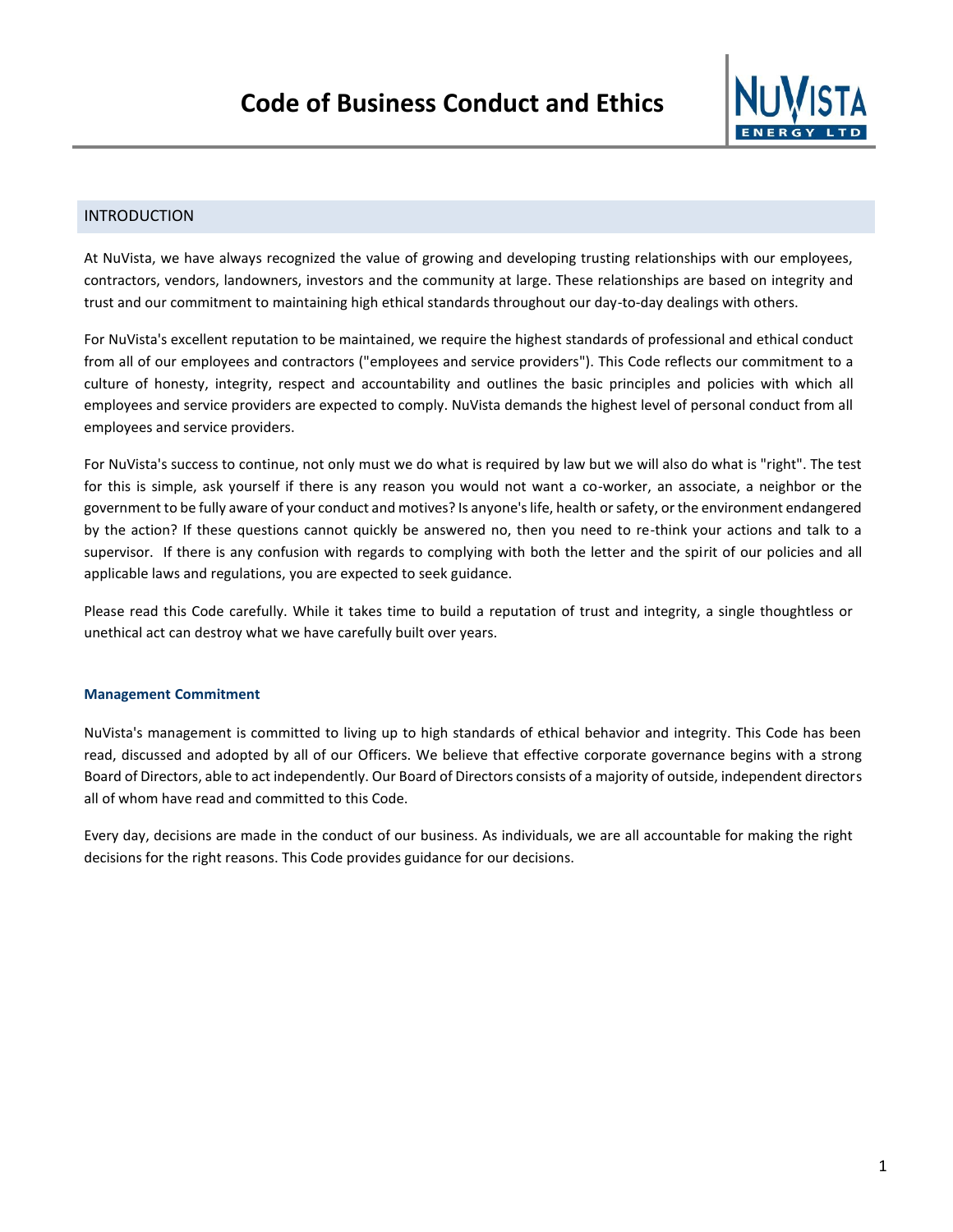# Code of Business Conduct and Ethics

## INTRODUCTION

At NuVista, we have always recognized the value of growing and developing trusting relationships with our employees, contractors, vendors, landowners, investors and the community at large. These relationships are based on integrity and trust and our commitment to maintaining high ethical standards throughout our day-to-day dealings with others.

For NuVista's excellent reputation to be maintained, we require the highest standards of professional and ethical conduct from all of our employees and contractors ("employees and service providers"). This Code reflects our commitment to a culture of honesty, integrity, respect and accountability and outlines the basic principles and policies with which all employees and service providers are expected to comply. NuVista demands the highest level of personal conduct from all employees and service providers.

For NuVista's success to continue, not only must we do what is required by law but we will also do what is "right". The test for this is simple, ask yourself if there is any reason you would not want a co-worker, an associate, a neighbor or the government to be fully aware of your conduct and motives? Is anyone's life, health or safety, or the environment endangered by the action? If these questions cannot quickly be answered no, then you need to re-think your actions and talk to a supervisor. If there is any confusion with regards to complying with both the letter and the spirit of our policies and all applicable laws and regulations, you are expected to seek guidance.

Please read this Code carefully. While it takes time to build a reputation of trust and integrity, a single thoughtless or unethical act can destroy what we have carefully built over years.

### Management Commitment

NuVista's management is committed to living up to high standards of ethical behavior and integrity. This Code has been read, discussed and adopted by all of our Officers. We believe that effective corporate governance begins with a strong Board of Directors, able to act independently. Our Board of Directors consists of a majority of outside, independent directors all of whom have read and committed to this Code.

Every day, decisions are made in the conduct of our business. As individuals, we are all accountable for making the right decisions for the right reasons. This Code provides guidance for our decisions.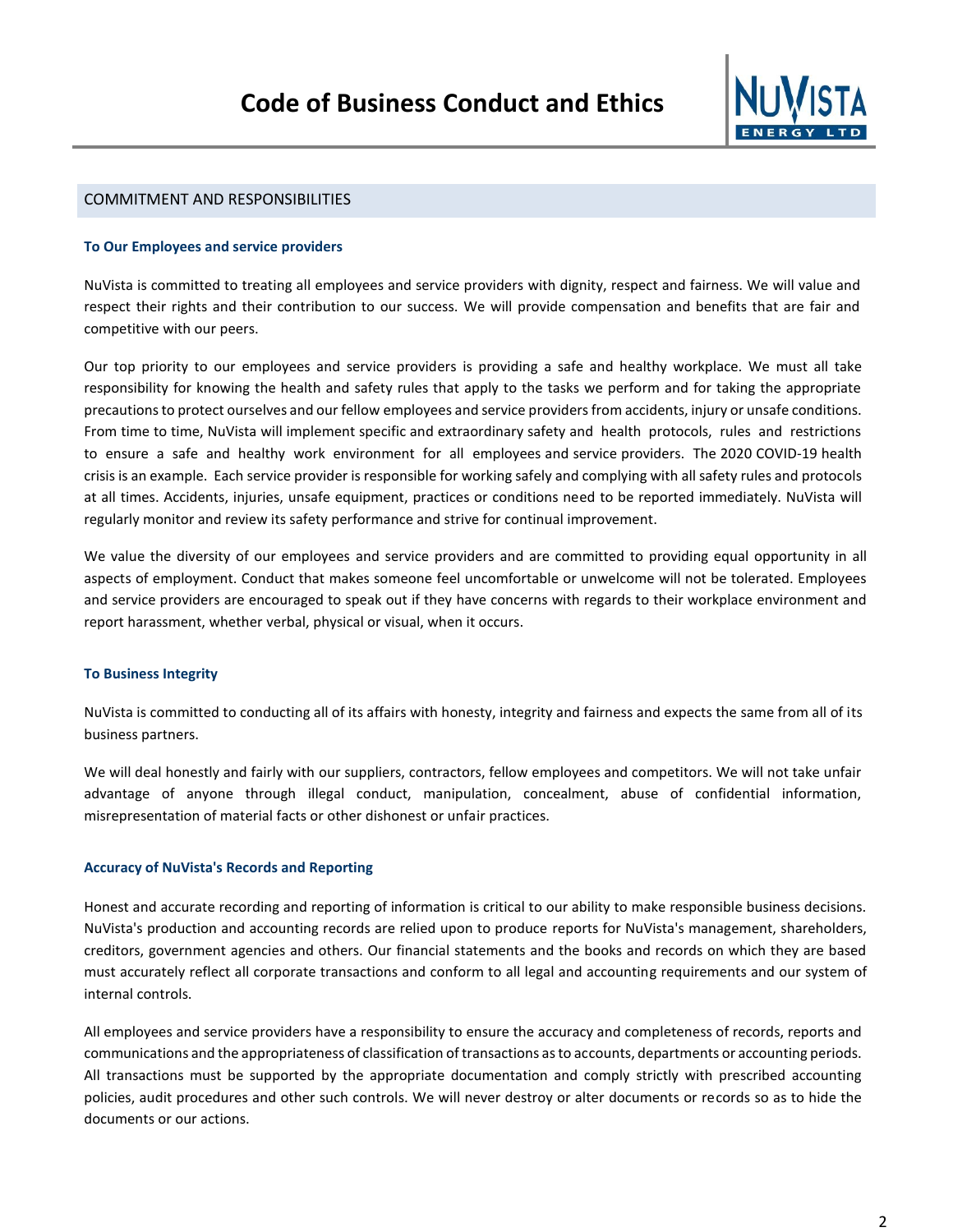# Code of Business Conduct and Ethics

## COMMITMENT AND RESPONSIBILITIES

### To Our Employees and service providers

NuVista is committed to treating all employees and service providers with dignity, respect and fairness. We will value and respect their rights and their contribution to our success. We will provide compensation and benefits that are fair and competitive with our peers.

Our top priority to our employees and service providers is providing a safe and healthy workplace. We must all take responsibility for knowing the health and safety rules that apply to the tasks we perform and for taking the appropriate precautions to protect ourselves and our fellow employees and service providers from accidents, injury or unsafe conditions. From time to time, NuVista will implement specific and extraordinary safety and health protocols, rules and restrictions to ensure a safe and healthy work environment for all employees and service providers. The 2020 COVID-19 health crisis is an example. Each service provider is responsible for working safely and complying with all safety rules and protocols at all times. Accidents, injuries, unsafe equipment, practices or conditions need to be reported immediately. NuVista will regularly monitor and review its safety performance and strive for continual improvement.

We value the diversity of our employees and service providers and are committed to providing equal opportunity in all aspects of employment. Conduct that makes someone feel uncomfortable or unwelcome will not be tolerated. Employees and service providers are encouraged to speak out if they have concerns with regards to their workplace environment and report harassment, whether verbal, physical or visual, when it occurs.

### To Business Integrity

NuVista is committed to conducting all of its affairs with honesty, integrity and fairness and expects the same from all of its business partners.

We will deal honestly and fairly with our suppliers, contractors, fellow employees and competitors. We will not take unfair advantage of anyone through illegal conduct, manipulation, concealment, abuse of confidential information, misrepresentation of material facts or other dishonest or unfair practices.

### Accuracy of NuVista's Records and Reporting

Honest and accurate recording and reporting of information is critical to our ability to make responsible business decisions. NuVista's production and accounting records are relied upon to produce reports for NuVista's management, shareholders, creditors, government agencies and others. Our financial statements and the books and records on which they are based must accurately reflect all corporate transactions and conform to all legal and accounting requirements and our system of internal controls.

All employees and service providers have a responsibility to ensure the accuracy and completeness of records, reports and communications and the appropriateness of classification of transactions as to accounts, departments or accounting periods. All transactions must be supported by the appropriate documentation and comply strictly with prescribed accounting policies, audit procedures and other such controls. We will never destroy or alter documents or records so as to hide the documents or our actions.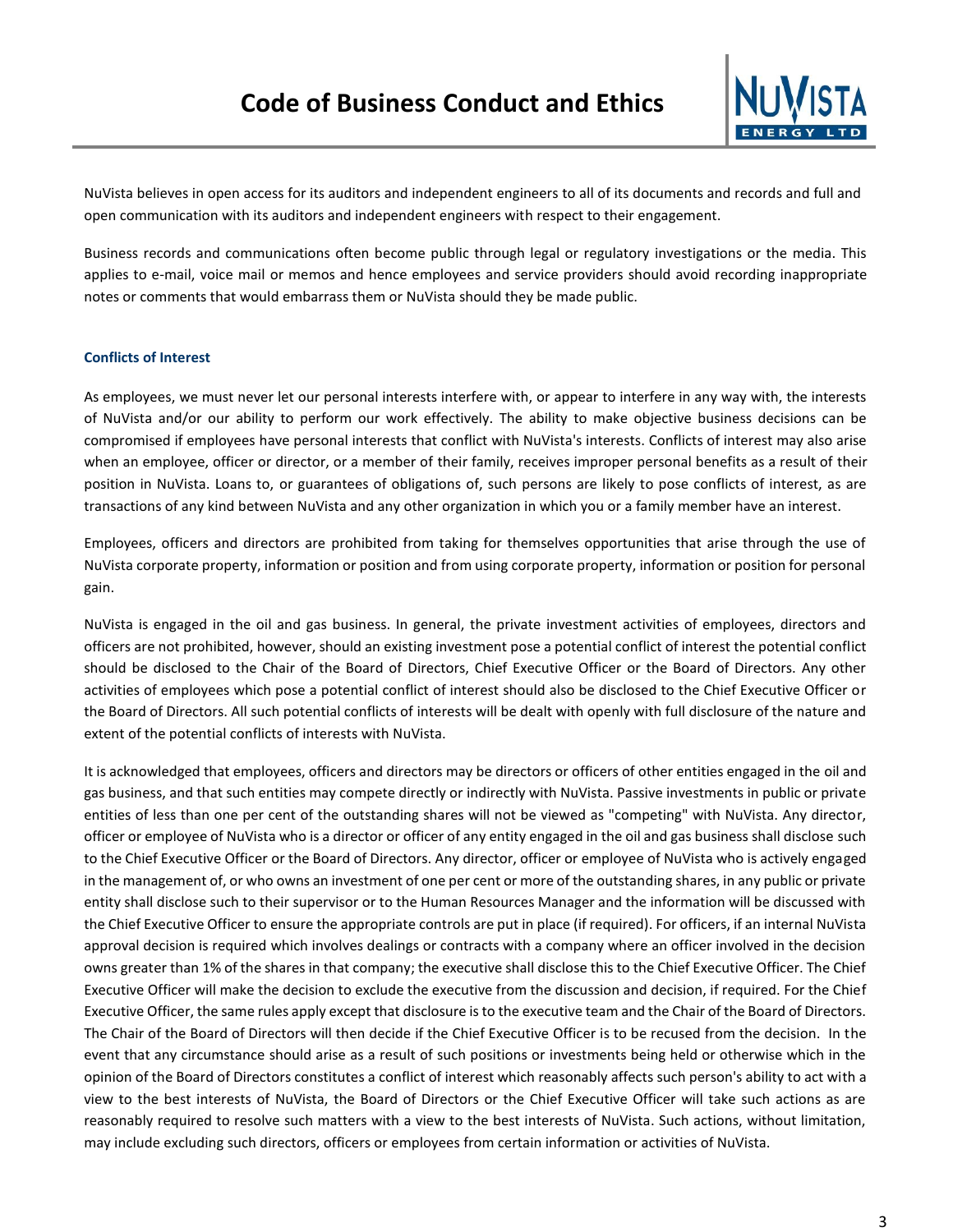NuVista believes in open access for its auditors and independent engineers to all of its documents and records and full and open communication with its auditors and independent engineers with respect to their engagement.

Business records and communications often become public through legal or regulatory investigations or the media. This applies to e-mail, voice mail or memos and hence employees and service providers should avoid recording inappropriate notes or comments that would embarrass them or NuVista should they be made public.

### Conflicts of Interest

As employees, we must never let our personal interests interfere with, or appear to interfere in any way with, the interests of NuVista and/or our ability to perform our work effectively. The ability to make objective business decisions can be compromised if employees have personal interests that conflict with NuVista's interests. Conflicts of interest may also arise when an employee, officer or director, or a member of their family, receives improper personal benefits as a result of their position in NuVista. Loans to, or guarantees of obligations of, such persons are likely to pose conflicts of interest, as are transactions of any kind between NuVista and any other organization in which you or a family member have an interest.

Employees, officers and directors are prohibited from taking for themselves opportunities that arise through the use of NuVista corporate property, information or position and from using corporate property, information or position for personal gain.

NuVista is engaged in the oil and gas business. In general, the private investment activities of employees, directors and officers are not prohibited, however, should an existing investment pose a potential conflict of interest the potential conflict should be disclosed to the Chair of the Board of Directors, Chief Executive Officer or the Board of Directors. Any other activities of employees which pose a potential conflict of interest should also be disclosed to the Chief Executive Officer or the Board of Directors. All such potential conflicts of interests will be dealt with openly with full disclosure of the nature and extent of the potential conflicts of interests with NuVista.

It is acknowledged that employees, officers and directors may be directors or officers of other entities engaged in the oil and gas business, and that such entities may compete directly or indirectly with NuVista. Passive investments in public or private entities of less than one per cent of the outstanding shares will not be viewed as "competing" with NuVista. Any director, officer or employee of NuVista who is a director or officer of any entity engaged in the oil and gas business shall disclose such to the Chief Executive Officer or the Board of Directors. Any director, officer or employee of NuVista who is actively engaged in the management of, or who owns an investment of one per cent or more of the outstanding shares, in any public or private entity shall disclose such to their supervisor or to the Human Resources Manager and the information will be discussed with the Chief Executive Officer to ensure the appropriate controls are put in place (if required). For officers, if an internal NuVista approval decision is required which involves dealings or contracts with a company where an officer involved in the decision owns greater than 1% of the shares in that company; the executive shall disclose this to the Chief Executive Officer. The Chief Executive Officer will make the decision to exclude the executive from the discussion and decision, if required. For the Chief Executive Officer, the same rules apply except that disclosure is to the executive team and the Chair of the Board of Directors. The Chair of the Board of Directors will then decide if the Chief Executive Officer is to be recused from the decision. In the event that any circumstance should arise as a result of such positions or investments being held or otherwise which in the opinion of the Board of Directors constitutes a conflict of interest which reasonably affects such person's ability to act with a view to the best interests of NuVista, the Board of Directors or the Chief Executive Officer will take such actions as are reasonably required to resolve such matters with a view to the best interests of NuVista. Such actions, without limitation, may include excluding such directors, officers or employees from certain information or activities of NuVista.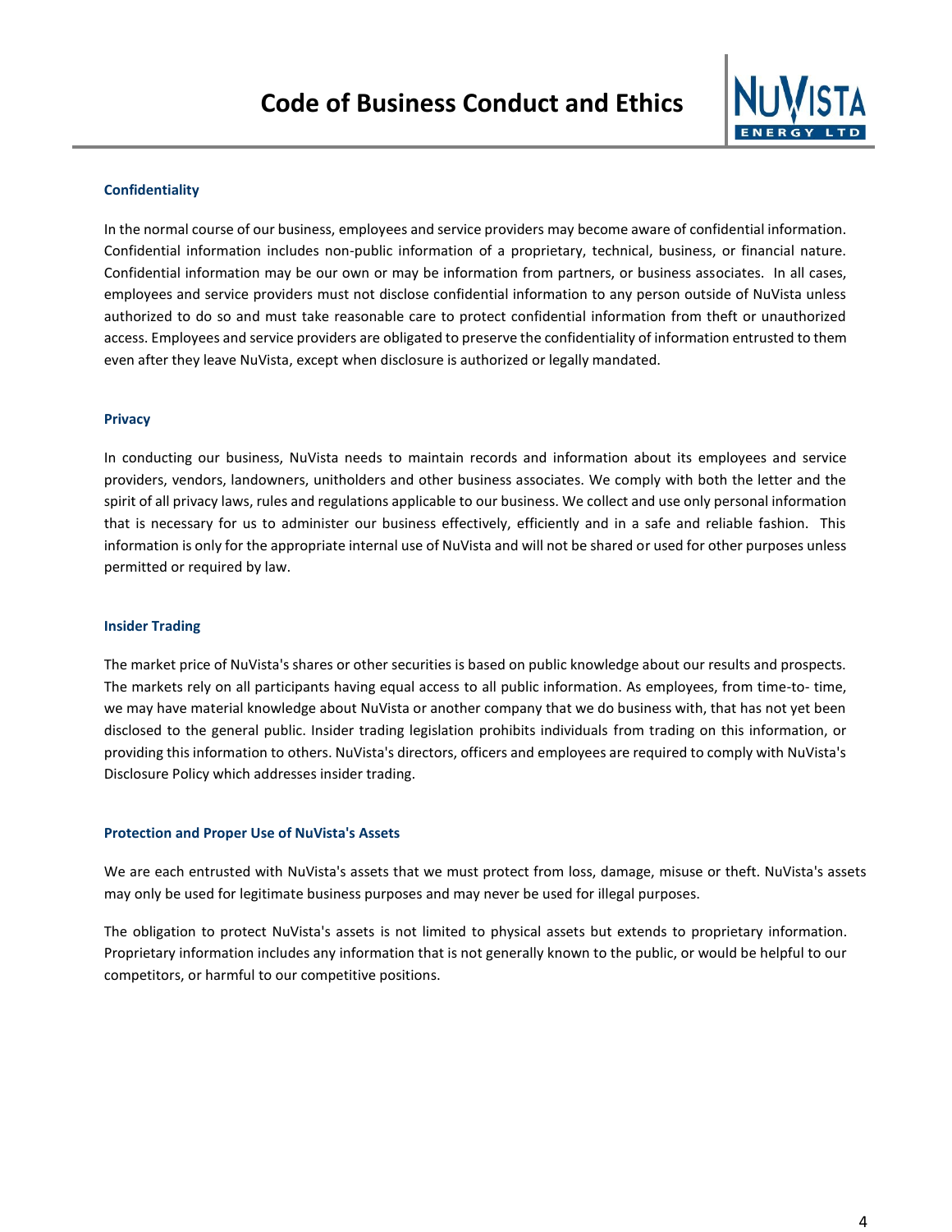### Confidentiality

In the normal course of our business, employees and service providers may become aware of confidential information. Confidential information includes non-public information of a proprietary, technical, business, or financial nature. Confidential information may be our own or may be information from partners, or business associates. In all cases, employees and service providers must not disclose confidential information to any person outside of NuVista unless authorized to do so and must take reasonable care to protect confidential information from theft or unauthorized access. Employees and service providers are obligated to preserve the confidentiality of information entrusted to them even after they leave NuVista, except when disclosure is authorized or legally mandated.

### Privacy

In conducting our business, NuVista needs to maintain records and information about its employees and service providers, vendors, landowners, unitholders and other business associates. We comply with both the letter and the spirit of all privacy laws, rules and regulations applicable to our business. We collect and use only personal information that is necessary for us to administer our business effectively, efficiently and in a safe and reliable fashion. This information is only for the appropriate internal use of NuVista and will not be shared or used for other purposes unless permitted or required by law.

### Insider Trading

The market price of NuVista's shares or other securities is based on public knowledge about our results and prospects. The markets rely on all participants having equal access to all public information. As employees, from time-to- time, we may have material knowledge about NuVista or another company that we do business with, that has not yet been disclosed to the general public. Insider trading legislation prohibits individuals from trading on this information, or providing this information to others. NuVista's directors, officers and employees are required to comply with NuVista's Disclosure Policy which addresses insider trading.

### Protection and Proper Use of NuVista's Assets

We are each entrusted with NuVista's assets that we must protect from loss, damage, misuse or theft. NuVista's assets may only be used for legitimate business purposes and may never be used for illegal purposes.

The obligation to protect NuVista's assets is not limited to physical assets but extends to proprietary information. Proprietary information includes any information that is not generally known to the public, or would be helpful to our competitors, or harmful to our competitive positions.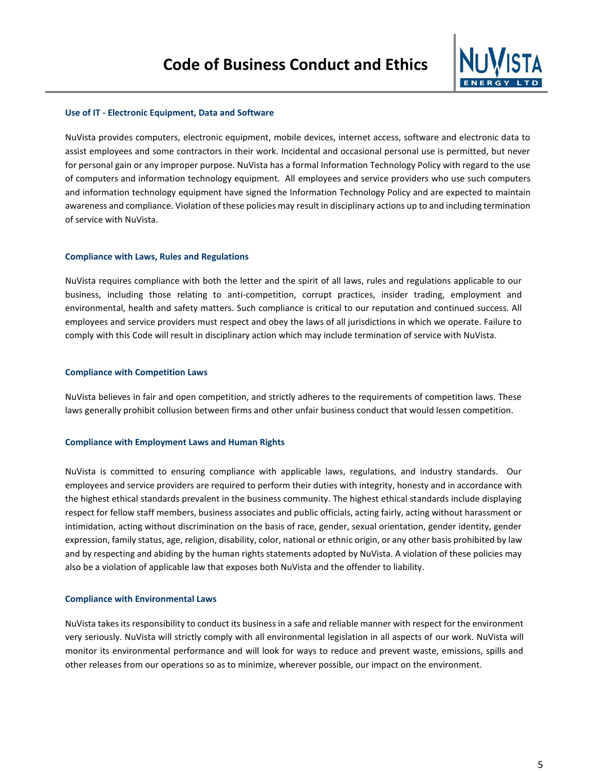### Use of IT - Electronic Equipment, Data and Software

NuVista provides computers, electronic equipment, mobile devices, internet access, software and electronic data to assist employees and some contractors in their work. Incidental and occasional personal use is permitted, but never for personal gain or any improper purpose. NuVista has a formal Information Technology Policy with regard to the use of computers and information technology equipment. All employees and service providers who use such computers and information technology equipment have signed the Information Technology Policy and are expected to maintain awareness and compliance. Violation of these policies may result in disciplinary actions up to and including termination of service with NuVista.

### Compliance with Laws, Rules and Regulations

NuVista requires compliance with both the letter and the spirit of all laws, rules and regulations applicable to our business, including those relating to anti-competition, corrupt practices, insider trading, employment and environmental, health and safety matters. Such compliance is critical to our reputation and continued success. All employees and service providers must respect and obey the laws of all jurisdictions in which we operate. Failure to comply with this Code will result in disciplinary action which may include termination of service with NuVista.

### Compliance with Competition Laws

NuVista believes in fair and open competition, and strictly adheres to the requirements of competition laws. These laws generally prohibit collusion between firms and other unfair business conduct that would lessen competition.

### Compliance with Employment Laws and Human Rights

NuVista is committed to ensuring compliance with applicable laws, regulations, and industry standards. Our employees and service providers are required to perform their duties with integrity, honesty and in accordance with the highest ethical standards prevalent in the business community. The highest ethical standards include displaying respect for fellow staff members, business associates and public officials, acting fairly, acting without harassment or intimidation, acting without discrimination on the basis of race, gender, sexual orientation, gender identity, gender expression, family status, age, religion, disability, color, national or ethnic origin, or any other basis prohibited by law and by respecting and abiding by the human rights statements adopted by NuVista. A violation of these policies may also be a violation of applicable law that exposes both NuVista and the offender to liability.

### Compliance with Environmental Laws

NuVista takes its responsibility to conduct its business in a safe and reliable manner with respect for the environment very seriously. NuVista will strictly comply with all environmental legislation in all aspects of our work. NuVista will monitor its environmental performance and will look for ways to reduce and prevent waste, emissions, spills and other releases from our operations so as to minimize, wherever possible, our impact on the environment.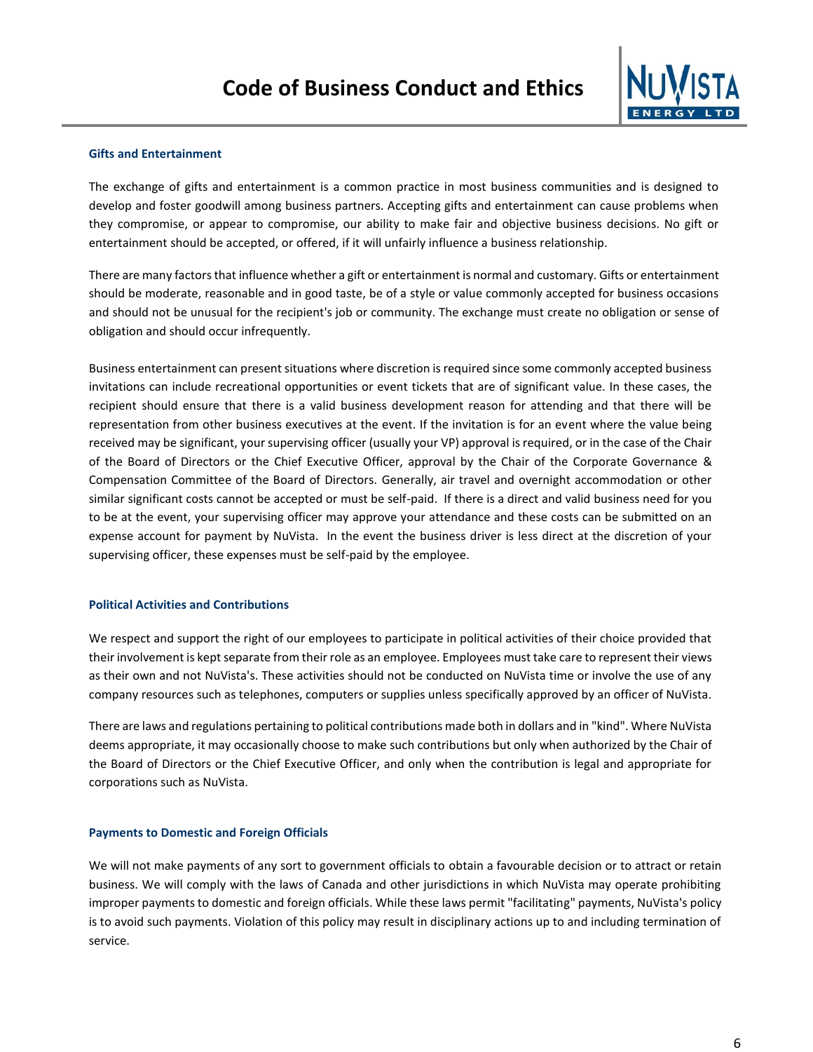### Gifts and Entertainment

The exchange of gifts and entertainment is a common practice in most business communities and is designed to develop and foster goodwill among business partners. Accepting gifts and entertainment can cause problems when they compromise, or appear to compromise, our ability to make fair and objective business decisions. No gift or entertainment should be accepted, or offered, if it will unfairly influence a business relationship.

There are many factors that influence whether a gift or entertainment is normal and customary. Gifts or entertainment should be moderate, reasonable and in good taste, be of a style or value commonly accepted for business occasions and should not be unusual for the recipient's job or community. The exchange must create no obligation or sense of obligation and should occur infrequently.

Business entertainment can present situations where discretion is required since some commonly accepted business invitations can include recreational opportunities or event tickets that are of significant value. In these cases, the recipient should ensure that there is a valid business development reason for attending and that there will be representation from other business executives at the event. If the invitation is for an event where the value being received may be significant, your supervising officer (usually your VP) approval is required, or in the case of the Chair of the Board of Directors or the Chief Executive Officer, approval by the Chair of the Corporate Governance & Compensation Committee of the Board of Directors. Generally, air travel and overnight accommodation or other similar significant costs cannot be accepted or must be self-paid. If there is a direct and valid business need for you to be at the event, your supervising officer may approve your attendance and these costs can be submitted on an expense account for payment by NuVista. In the event the business driver is less direct at the discretion of your supervising officer, these expenses must be self-paid by the employee.

### Political Activities and Contributions

We respect and support the right of our employees to participate in political activities of their choice provided that their involvement is kept separate from their role as an employee. Employees must take care to represent their views as their own and not NuVista's. These activities should not be conducted on NuVista time or involve the use of any company resources such as telephones, computers or supplies unless specifically approved by an officer of NuVista.

There are laws and regulations pertaining to political contributions made both in dollars and in "kind". Where NuVista deems appropriate, it may occasionally choose to make such contributions but only when authorized by the Chair of the Board of Directors or the Chief Executive Officer, and only when the contribution is legal and appropriate for corporations such as NuVista.

### Payments to Domestic and Foreign Officials

We will not make payments of any sort to government officials to obtain a favourable decision or to attract or retain business. We will comply with the laws of Canada and other jurisdictions in which NuVista may operate prohibiting improper payments to domestic and foreign officials. While these laws permit "facilitating" payments, NuVista's policy is to avoid such payments. Violation of this policy may result in disciplinary actions up to and including termination of service.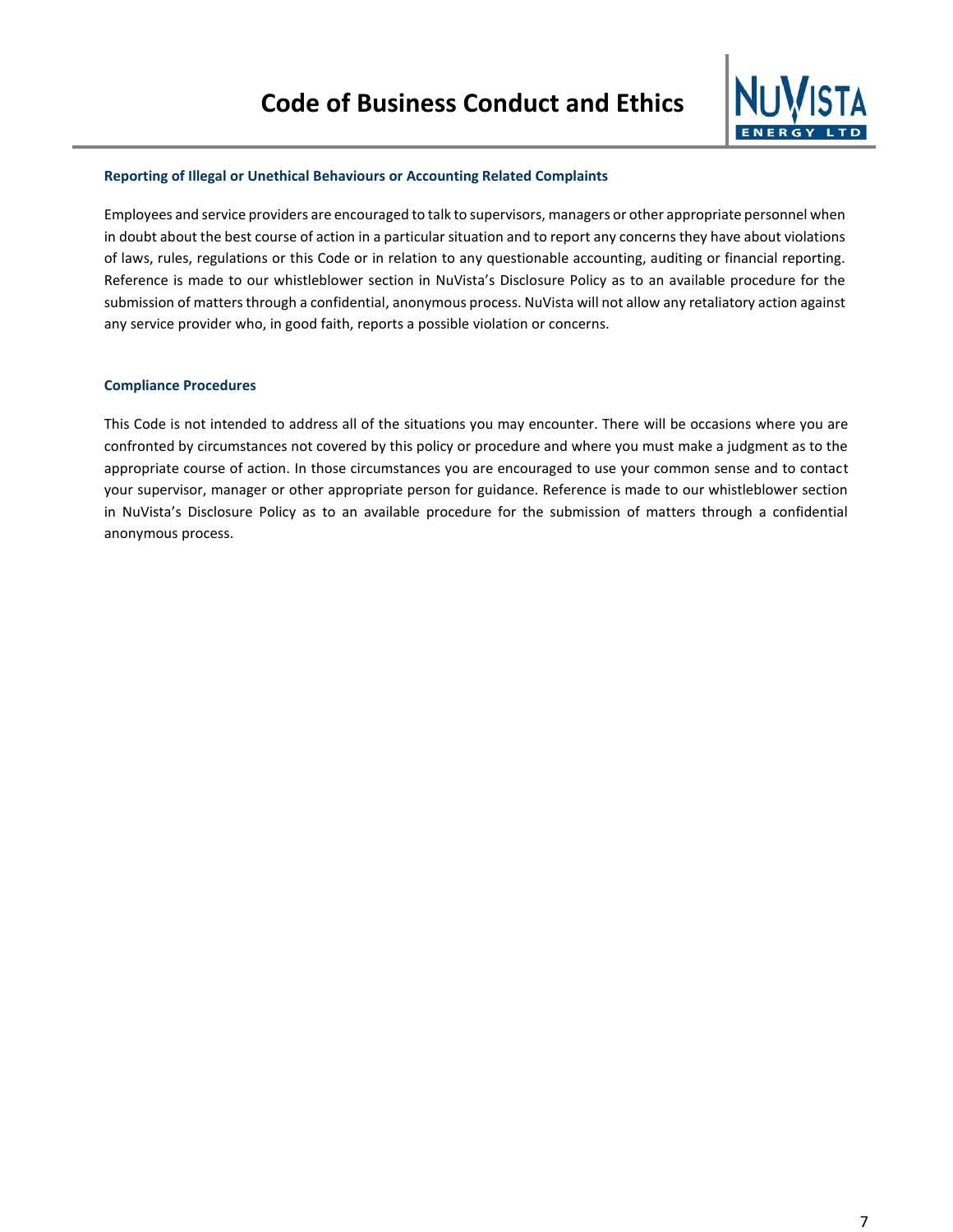### Reporting of Illegal or Unethical Behaviours or Accounting Related Complaints

Employees and service providers are encouraged to talk to supervisors, managers or other appropriate personnel when in doubt about the best course of action in a particular situation and to report any concerns they have about violations of laws, rules, regulations or this Code or in relation to any questionable accounting, auditing or financial reporting. Reference is made to our whistleblower section in NuVista's Disclosure Policy as to an available procedure for the submission of matters through a confidential, anonymous process. NuVista will not allow any retaliatory action against any service provider who, in good faith, reports a possible violation or concerns.

### Compliance Procedures

This Code is not intended to address all of the situations you may encounter. There will be occasions where you are confronted by circumstances not covered by this policy or procedure and where you must make a judgment as to the appropriate course of action. In those circumstances you are encouraged to use your common sense and to contact your supervisor, manager or other appropriate person for guidance. Reference is made to our whistleblower section in NuVista's Disclosure Policy as to an available procedure for the submission of matters through a confidential anonymous process.